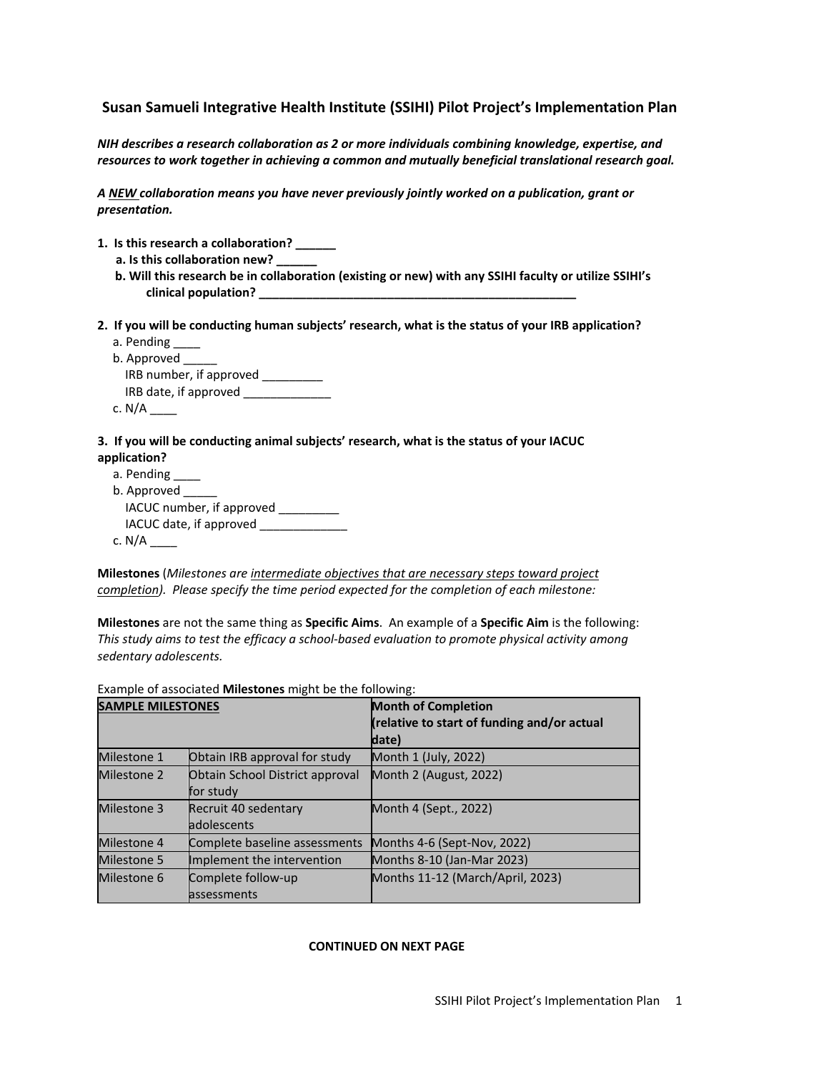# Susan Samueli Integrative Health Institute (SSIHI) Pilot Project's Implementation Plan

***NIH describes a research collaboration as 2 or more individuals combining knowledge, expertise, and resources to work together in achieving a common and mutually beneficial translational research goal.***

***A NEW collaboration means you have never previously jointly worked on a publication, grant or presentation.***

**1. Is this research a collaboration? ______**

**a. Is this collaboration new? ______**

**b. Will this research be in collaboration (existing or new) with any SSIHI faculty or utilize SSIHI's clinical population? ________________________________________________**

**2. If you will be conducting human subjects' research, what is the status of your IRB application?**

a. Pending ____

b. Approved _____

IRB number, if approved _________

IRB date, if approved _____________

c. N/A ____

**3. If you will be conducting animal subjects' research, what is the status of your IACUC application?**

a. Pending ____

b. Approved _____

IACUC number, if approved _________

IACUC date, if approved _____________

c. N/A ____

**Milestones** (*Milestones are intermediate objectives that are necessary steps toward project completion). Please specify the time period expected for the completion of each milestone:*

**Milestones** are not the same thing as **Specific Aims**. An example of a **Specific Aim** is the following: *This study aims to test the efficacy a school-based evaluation to promote physical activity among sedentary adolescents.*

Example of associated **Milestones** might be the following:

| **SAMPLE MILESTONES** | | **Month of Completion (relative to start of funding and/or actual date)** |
|---|---|---|
| Milestone 1 | Obtain IRB approval for study | Month 1 (July, 2022) |
| Milestone 2 | Obtain School District approval for study | Month 2 (August, 2022) |
| Milestone 3 | Recruit 40 sedentary adolescents | Month 4 (Sept., 2022) |
| Milestone 4 | Complete baseline assessments | Months 4-6 (Sept-Nov, 2022) |
| Milestone 5 | Implement the intervention | Months 8-10 (Jan-Mar 2023) |
| Milestone 6 | Complete follow-up assessments | Months 11-12 (March/April, 2023) |

**CONTINUED ON NEXT PAGE**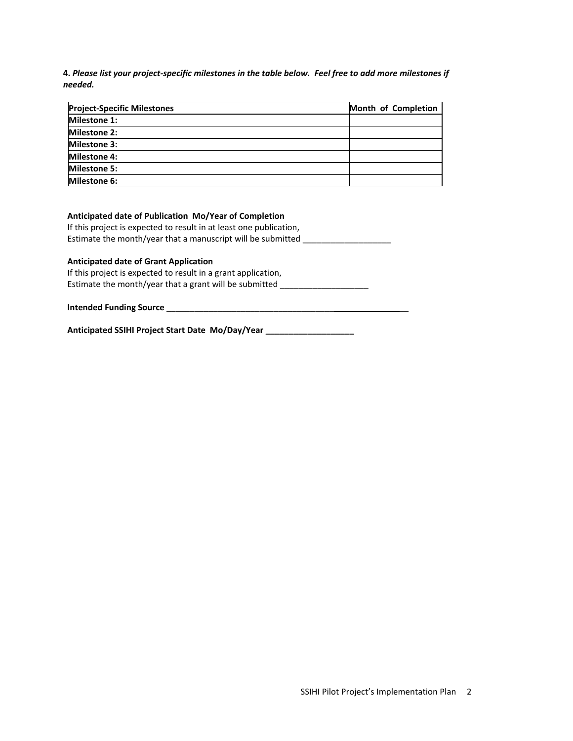**4.** ***Please list your project-specific milestones in the table below. Feel free to add more milestones if needed.***

| **Project-Specific Milestones** | **Month of Completion** |
|---|---|
| **Milestone 1:** | |
| **Milestone 2:** | |
| **Milestone 3:** | |
| **Milestone 4:** | |
| **Milestone 5:** | |
| **Milestone 6:** | |

**Anticipated date of Publication Mo/Year of Completion**
If this project is expected to result in at least one publication,
Estimate the month/year that a manuscript will be submitted ___________________

**Anticipated date of Grant Application**
If this project is expected to result in a grant application,
Estimate the month/year that a grant will be submitted ___________________

**Intended Funding Source** ____________________________________________________

**Anticipated SSIHI Project Start Date Mo/Day/Year ___________________**